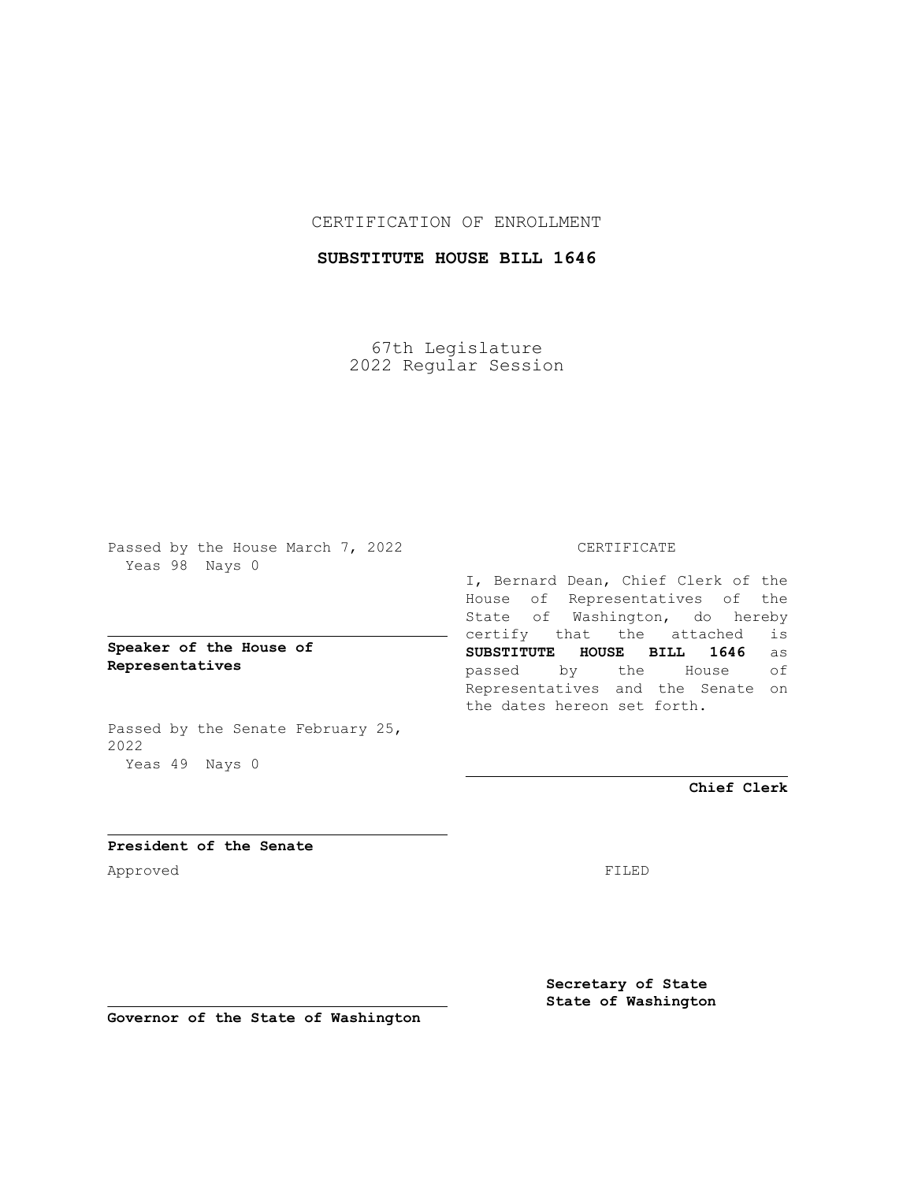CERTIFICATION OF ENROLLMENT

**SUBSTITUTE HOUSE BILL 1646**

67th Legislature
2022 Regular Session

Passed by the House March 7, 2022
Yeas 98 Nays 0

**Speaker of the House of Representatives**

Passed by the Senate February 25, 2022
Yeas 49 Nays 0

**President of the Senate**

Approved

**Governor of the State of Washington**

CERTIFICATE

I, Bernard Dean, Chief Clerk of the House of Representatives of the State of Washington, do hereby certify that the attached is **SUBSTITUTE HOUSE BILL 1646** as passed by the House of Representatives and the Senate on the dates hereon set forth.

**Chief Clerk**

FILED

**Secretary of State**
**State of Washington**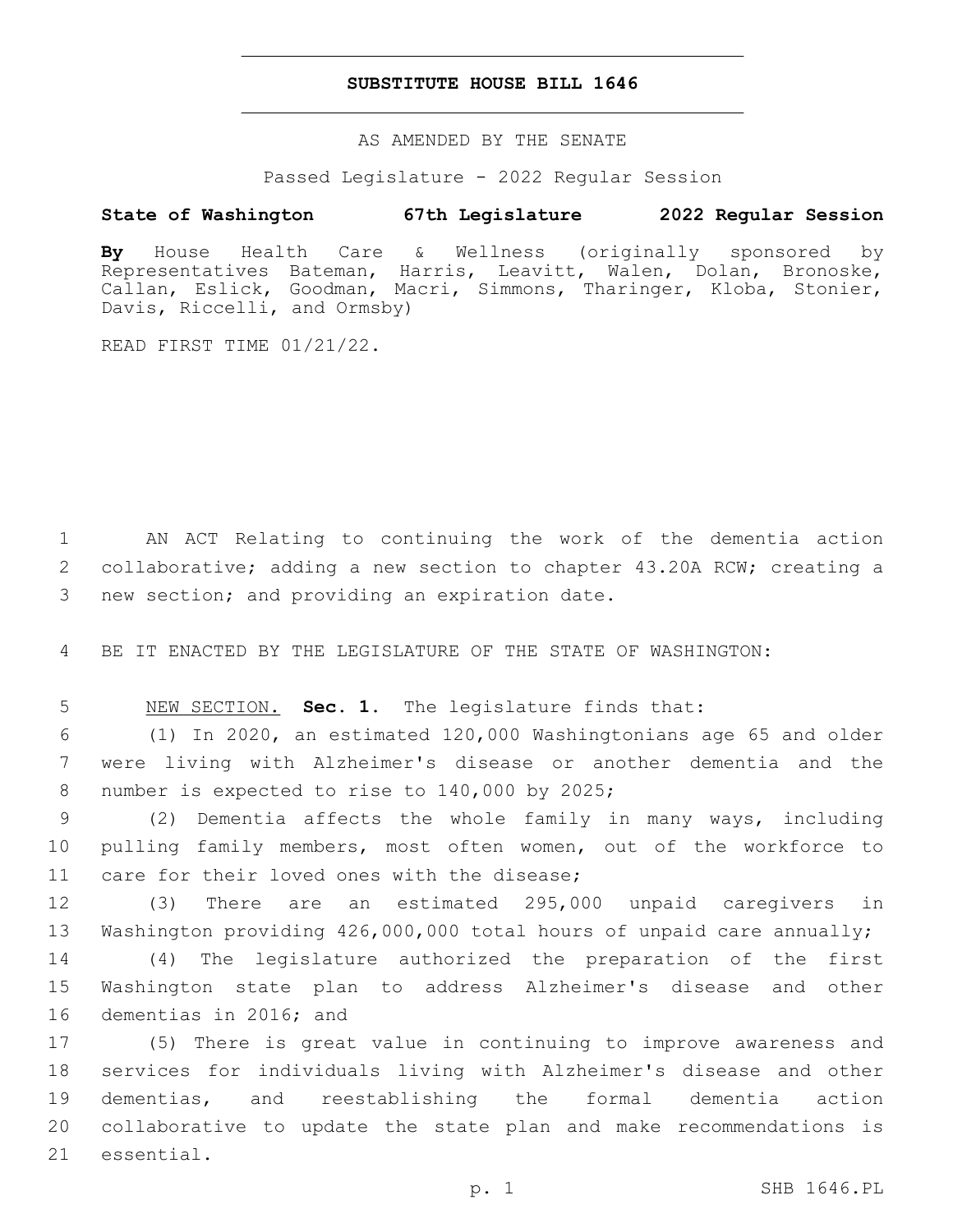# SUBSTITUTE HOUSE BILL 1646

AS AMENDED BY THE SENATE

Passed Legislature - 2022 Regular Session

**State of Washington 67th Legislature 2022 Regular Session**

**By** House Health Care & Wellness (originally sponsored by Representatives Bateman, Harris, Leavitt, Walen, Dolan, Bronoske, Callan, Eslick, Goodman, Macri, Simmons, Tharinger, Kloba, Stonier, Davis, Riccelli, and Ormsby)

READ FIRST TIME 01/21/22.

AN ACT Relating to continuing the work of the dementia action collaborative; adding a new section to chapter 43.20A RCW; creating a new section; and providing an expiration date.

BE IT ENACTED BY THE LEGISLATURE OF THE STATE OF WASHINGTON:

NEW SECTION. **Sec. 1.** The legislature finds that:

(1) In 2020, an estimated 120,000 Washingtonians age 65 and older were living with Alzheimer's disease or another dementia and the number is expected to rise to 140,000 by 2025;

(2) Dementia affects the whole family in many ways, including pulling family members, most often women, out of the workforce to care for their loved ones with the disease;

(3) There are an estimated 295,000 unpaid caregivers in Washington providing 426,000,000 total hours of unpaid care annually;

(4) The legislature authorized the preparation of the first Washington state plan to address Alzheimer's disease and other dementias in 2016; and

(5) There is great value in continuing to improve awareness and services for individuals living with Alzheimer's disease and other dementias, and reestablishing the formal dementia action collaborative to update the state plan and make recommendations is essential.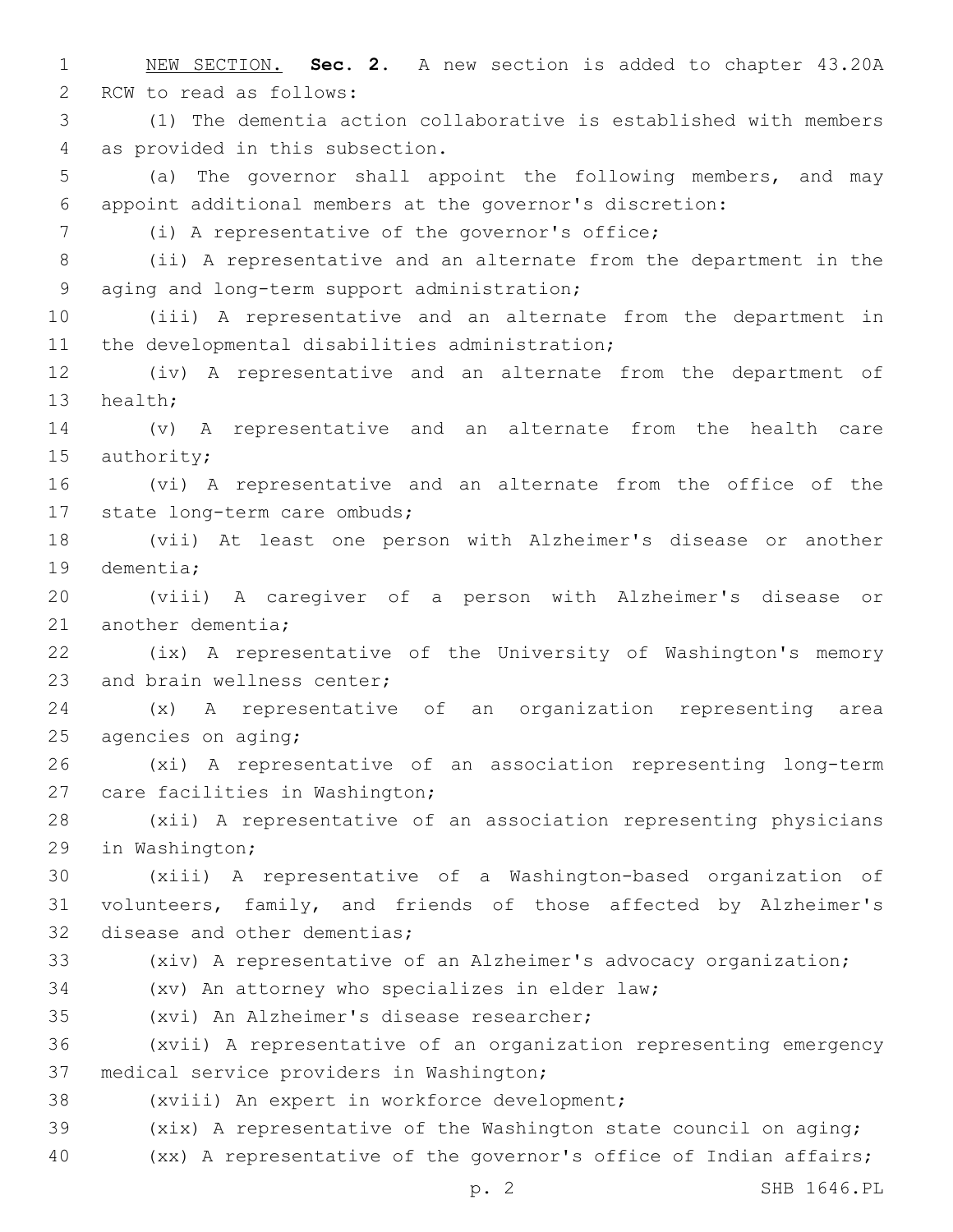NEW SECTION. **Sec. 2.** A new section is added to chapter 43.20A RCW to read as follows:

(1) The dementia action collaborative is established with members as provided in this subsection.

(a) The governor shall appoint the following members, and may appoint additional members at the governor's discretion:

(i) A representative of the governor's office;

(ii) A representative and an alternate from the department in the aging and long-term support administration;

(iii) A representative and an alternate from the department in the developmental disabilities administration;

(iv) A representative and an alternate from the department of health;

(v) A representative and an alternate from the health care authority;

(vi) A representative and an alternate from the office of the state long-term care ombuds;

(vii) At least one person with Alzheimer's disease or another dementia;

(viii) A caregiver of a person with Alzheimer's disease or another dementia;

(ix) A representative of the University of Washington's memory and brain wellness center;

(x) A representative of an organization representing area agencies on aging;

(xi) A representative of an association representing long-term care facilities in Washington;

(xii) A representative of an association representing physicians in Washington;

(xiii) A representative of a Washington-based organization of volunteers, family, and friends of those affected by Alzheimer's disease and other dementias;

(xiv) A representative of an Alzheimer's advocacy organization;

(xv) An attorney who specializes in elder law;

(xvi) An Alzheimer's disease researcher;

(xvii) A representative of an organization representing emergency medical service providers in Washington;

(xviii) An expert in workforce development;

(xix) A representative of the Washington state council on aging;

(xx) A representative of the governor's office of Indian affairs;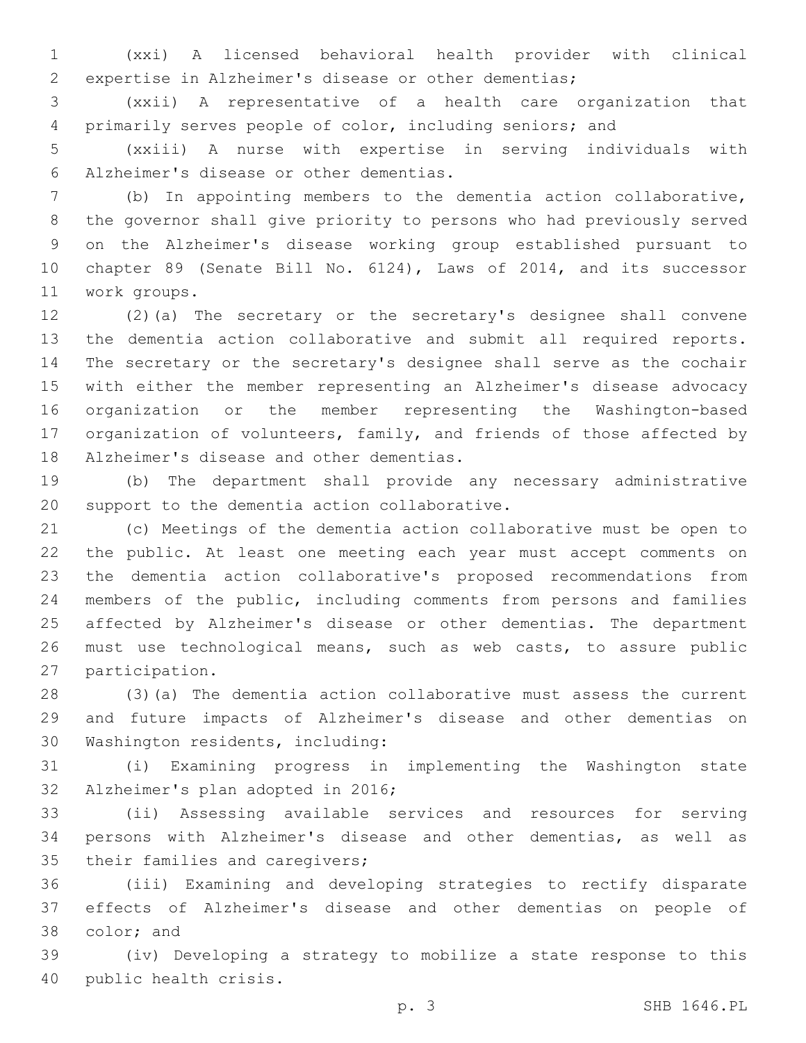(xxi) A licensed behavioral health provider with clinical expertise in Alzheimer's disease or other dementias;

(xxii) A representative of a health care organization that primarily serves people of color, including seniors; and

(xxiii) A nurse with expertise in serving individuals with Alzheimer's disease or other dementias.

(b) In appointing members to the dementia action collaborative, the governor shall give priority to persons who had previously served on the Alzheimer's disease working group established pursuant to chapter 89 (Senate Bill No. 6124), Laws of 2014, and its successor work groups.

(2)(a) The secretary or the secretary's designee shall convene the dementia action collaborative and submit all required reports. The secretary or the secretary's designee shall serve as the cochair with either the member representing an Alzheimer's disease advocacy organization or the member representing the Washington-based organization of volunteers, family, and friends of those affected by Alzheimer's disease and other dementias.

(b) The department shall provide any necessary administrative support to the dementia action collaborative.

(c) Meetings of the dementia action collaborative must be open to the public. At least one meeting each year must accept comments on the dementia action collaborative's proposed recommendations from members of the public, including comments from persons and families affected by Alzheimer's disease or other dementias. The department must use technological means, such as web casts, to assure public participation.

(3)(a) The dementia action collaborative must assess the current and future impacts of Alzheimer's disease and other dementias on Washington residents, including:

(i) Examining progress in implementing the Washington state Alzheimer's plan adopted in 2016;

(ii) Assessing available services and resources for serving persons with Alzheimer's disease and other dementias, as well as their families and caregivers;

(iii) Examining and developing strategies to rectify disparate effects of Alzheimer's disease and other dementias on people of color; and

(iv) Developing a strategy to mobilize a state response to this public health crisis.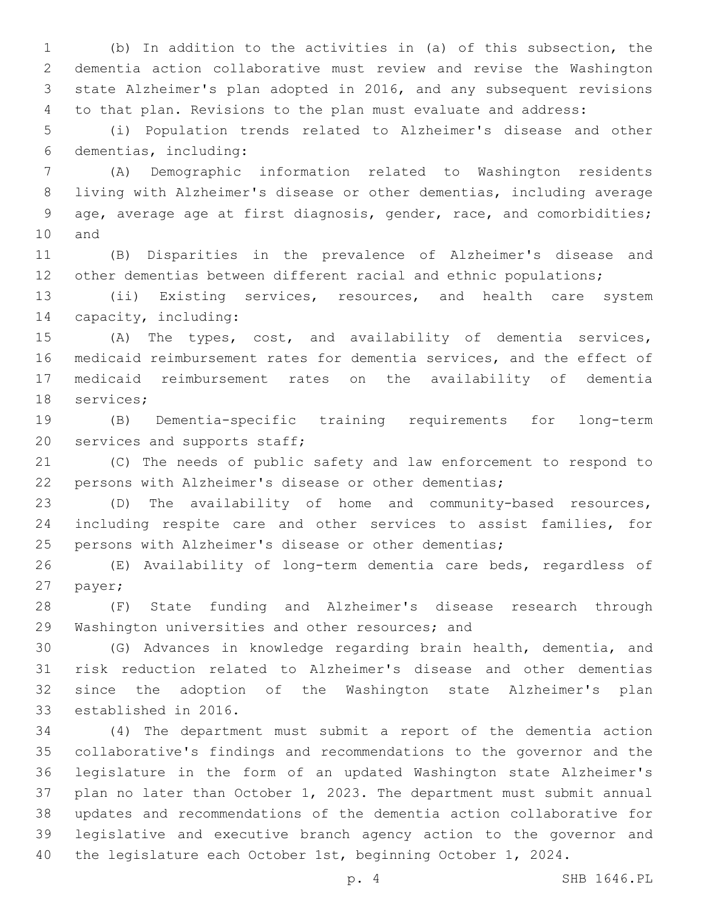(b) In addition to the activities in (a) of this subsection, the dementia action collaborative must review and revise the Washington state Alzheimer's plan adopted in 2016, and any subsequent revisions to that plan. Revisions to the plan must evaluate and address:

(i) Population trends related to Alzheimer's disease and other dementias, including:

(A) Demographic information related to Washington residents living with Alzheimer's disease or other dementias, including average age, average age at first diagnosis, gender, race, and comorbidities; and

(B) Disparities in the prevalence of Alzheimer's disease and other dementias between different racial and ethnic populations;

(ii) Existing services, resources, and health care system capacity, including:

(A) The types, cost, and availability of dementia services, medicaid reimbursement rates for dementia services, and the effect of medicaid reimbursement rates on the availability of dementia services;

(B) Dementia-specific training requirements for long-term services and supports staff;

(C) The needs of public safety and law enforcement to respond to persons with Alzheimer's disease or other dementias;

(D) The availability of home and community-based resources, including respite care and other services to assist families, for persons with Alzheimer's disease or other dementias;

(E) Availability of long-term dementia care beds, regardless of payer;

(F) State funding and Alzheimer's disease research through Washington universities and other resources; and

(G) Advances in knowledge regarding brain health, dementia, and risk reduction related to Alzheimer's disease and other dementias since the adoption of the Washington state Alzheimer's plan established in 2016.

(4) The department must submit a report of the dementia action collaborative's findings and recommendations to the governor and the legislature in the form of an updated Washington state Alzheimer's plan no later than October 1, 2023. The department must submit annual updates and recommendations of the dementia action collaborative for legislative and executive branch agency action to the governor and the legislature each October 1st, beginning October 1, 2024.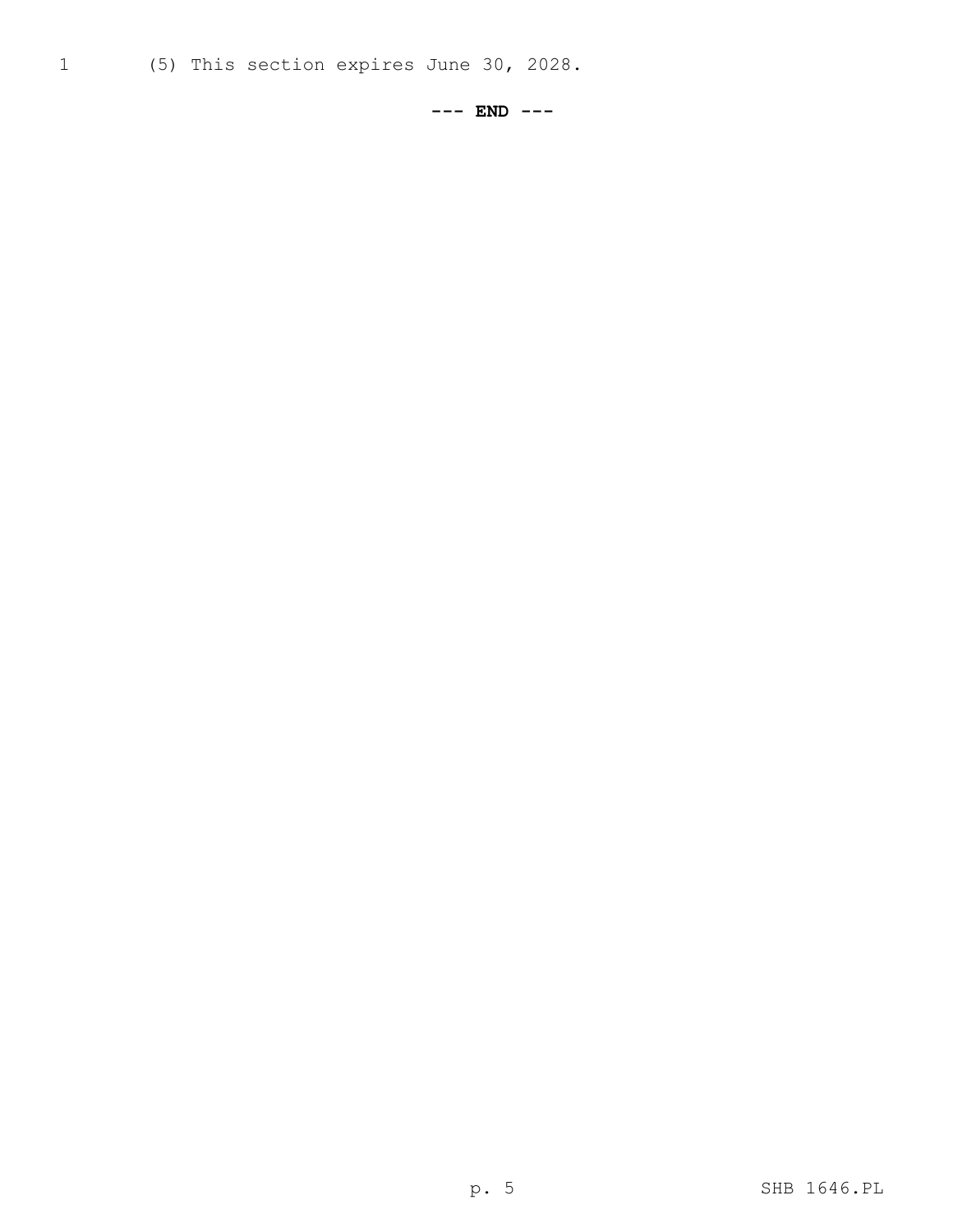(5) This section expires June 30, 2028.

**--- END ---**